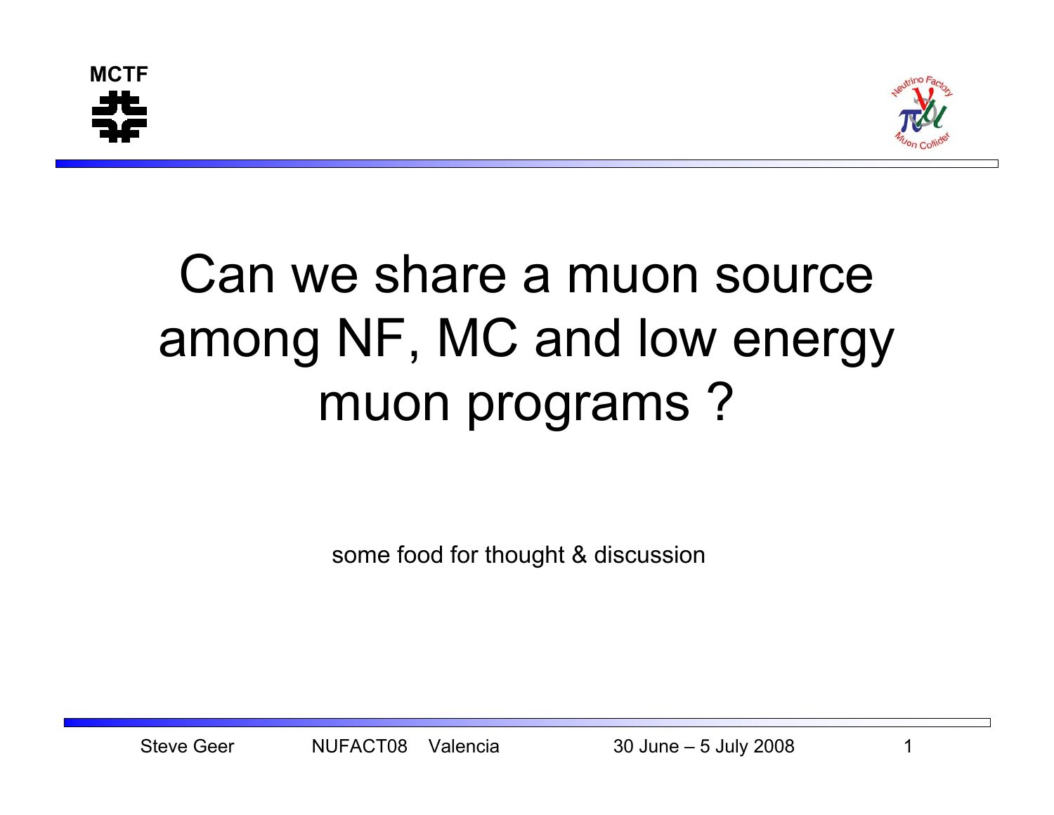MCTF

# Can we share a muon source among NF, MC and low energy muon programs ?

some food for thought & discussion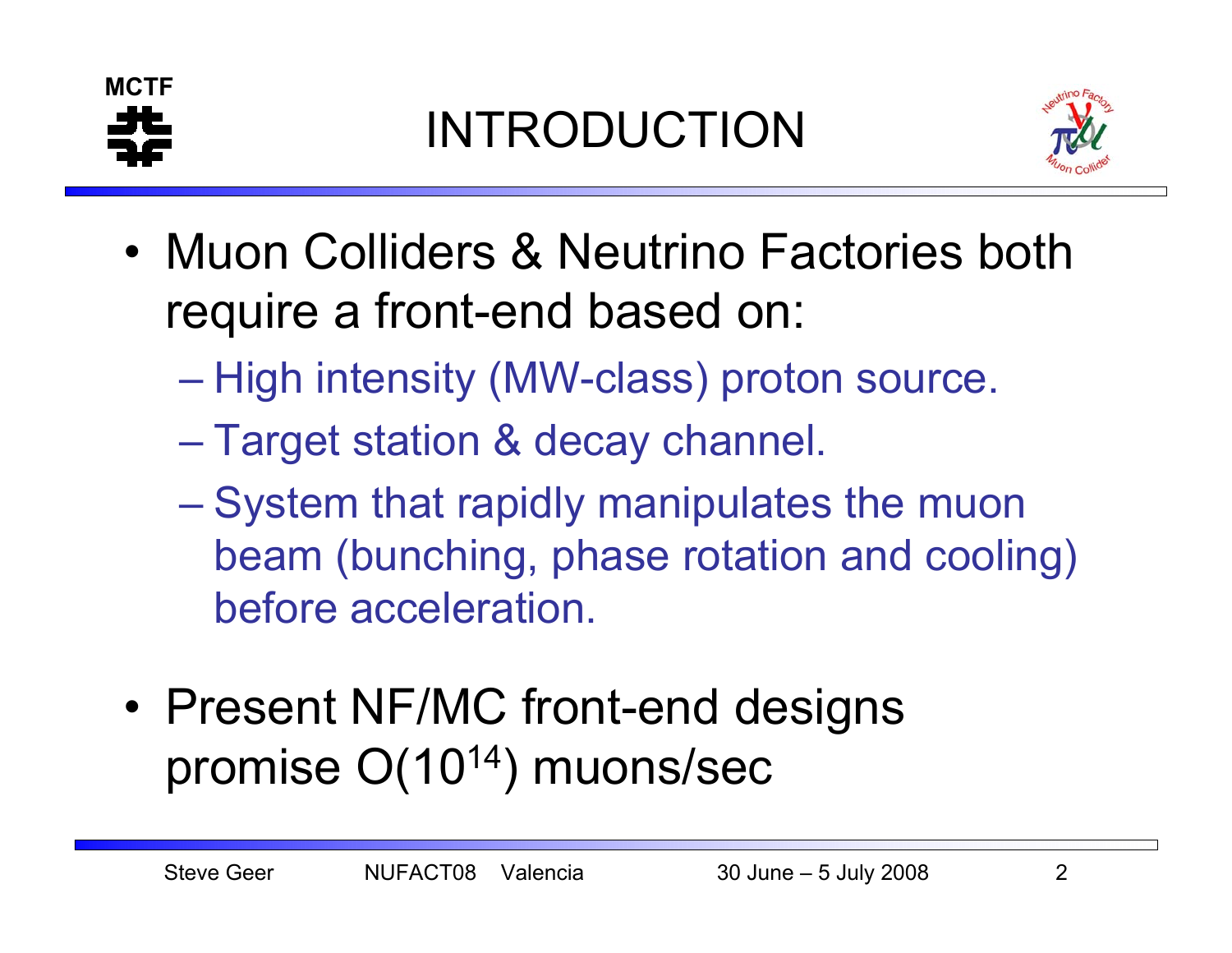# INTRODUCTION

- Muon Colliders & Neutrino Factories both require a front-end based on:
  - High intensity (MW-class) proton source.
  - Target station & decay channel.
  - System that rapidly manipulates the muon beam (bunching, phase rotation and cooling) before acceleration.
- Present NF/MC front-end designs promise $O(10^{14})$ muons/sec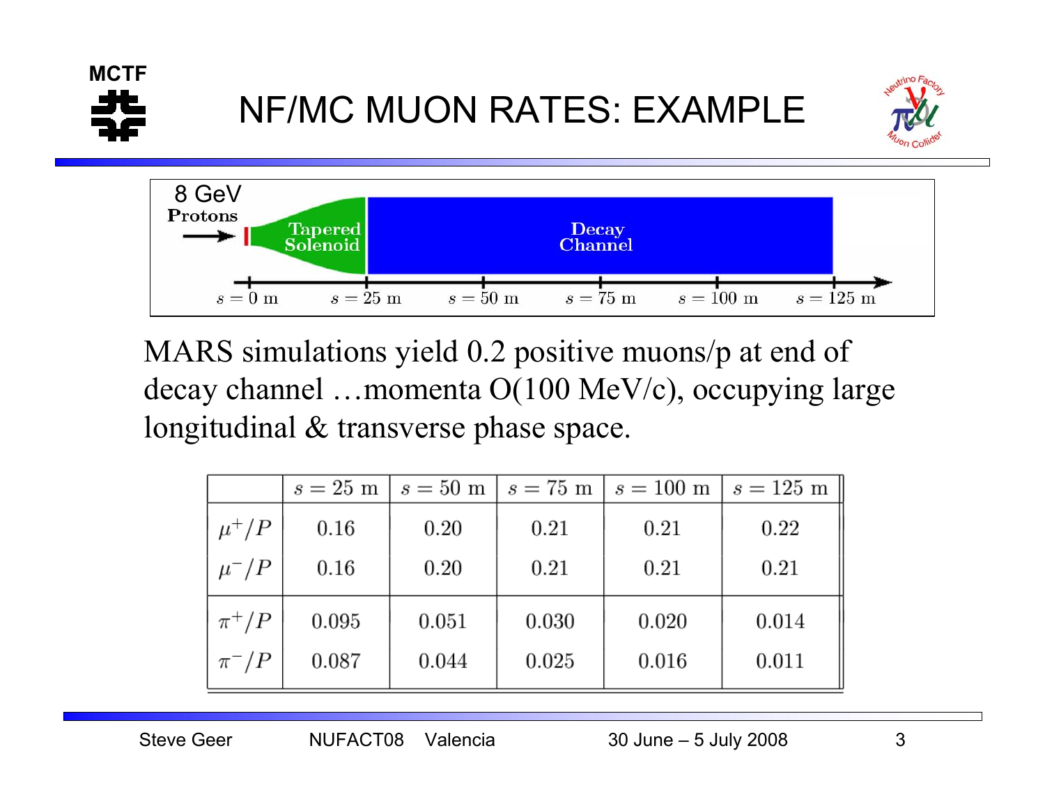MCTF

# NF/MC MUON RATES: EXAMPLE

8 GeV
Protons
Tapered Solenoid
Decay Channel
$s = 0$ m
$s = 25$ m
$s = 50$ m
$s = 75$ m
$s = 100$ m
$s = 125$ m

MARS simulations yield 0.2 positive muons/p at end of decay channel …momenta O(100 MeV/c), occupying large longitudinal & transverse phase space.

| | $s = 25$ m | $s = 50$ m | $s = 75$ m | $s = 100$ m | $s = 125$ m |
|---|---|---|---|---|---|
| $\mu^+/P$ | 0.16 | 0.20 | 0.21 | 0.21 | 0.22 |
| $\mu^-/P$ | 0.16 | 0.20 | 0.21 | 0.21 | 0.21 |
| $\pi^+/P$ | 0.095 | 0.051 | 0.030 | 0.020 | 0.014 |
| $\pi^-/P$ | 0.087 | 0.044 | 0.025 | 0.016 | 0.011 |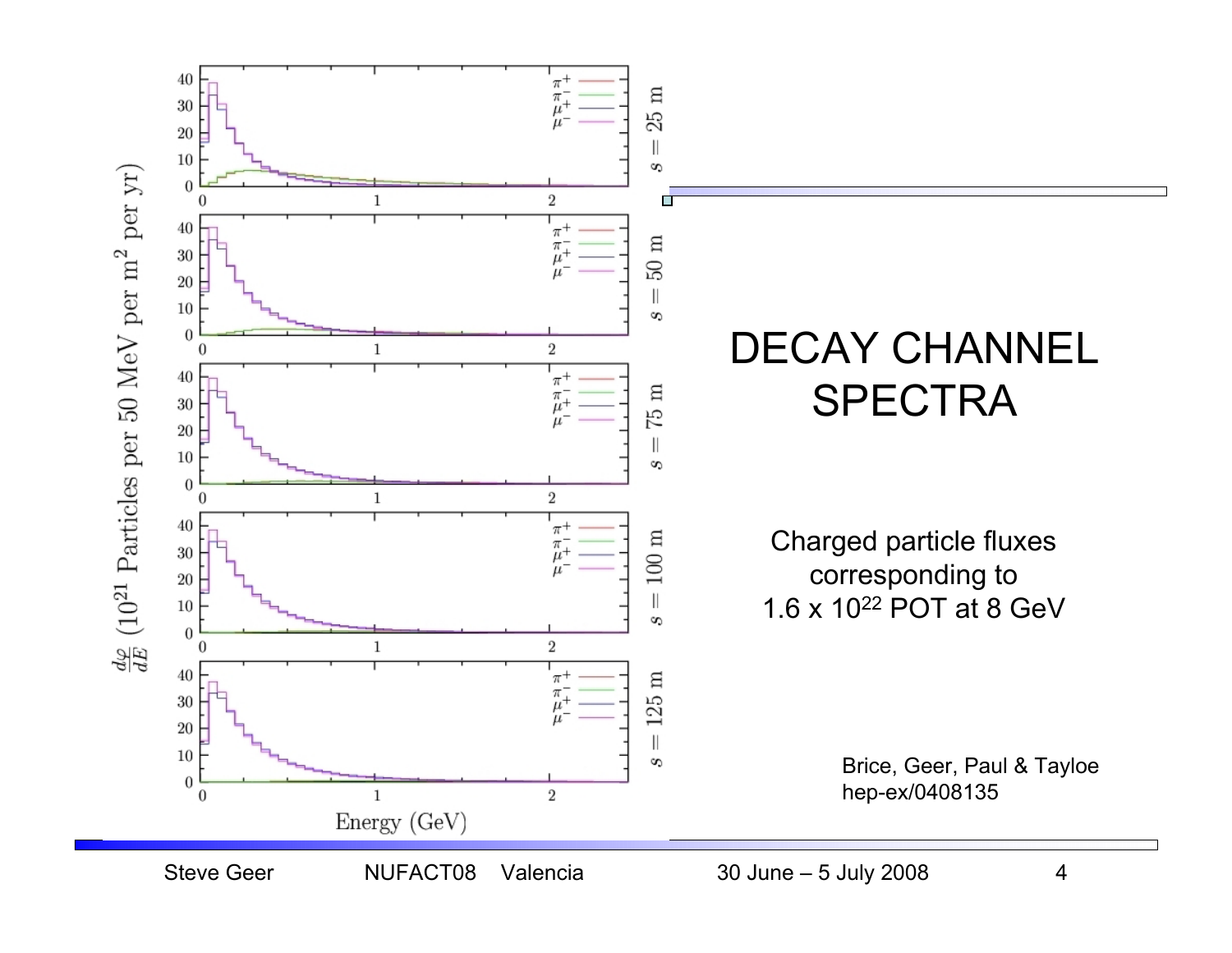$\frac{d\varphi}{dE}$ ($10^{21}$ Particles per 50 MeV per $m^2$ per yr)

$s = 25$ m

$s = 50$ m

$s = 75$ m

$s = 100$ m

$s = 125$ m

$\pi^+$ $\pi^-$ $\mu^+$ $\mu^-$

40 30 20 10 0

0 1 2

Energy (GeV)

# DECAY CHANNEL SPECTRA

Charged particle fluxes corresponding to $1.6 \times 10^{22}$ POT at 8 GeV

Brice, Geer, Paul & Tayloe
hep-ex/0408135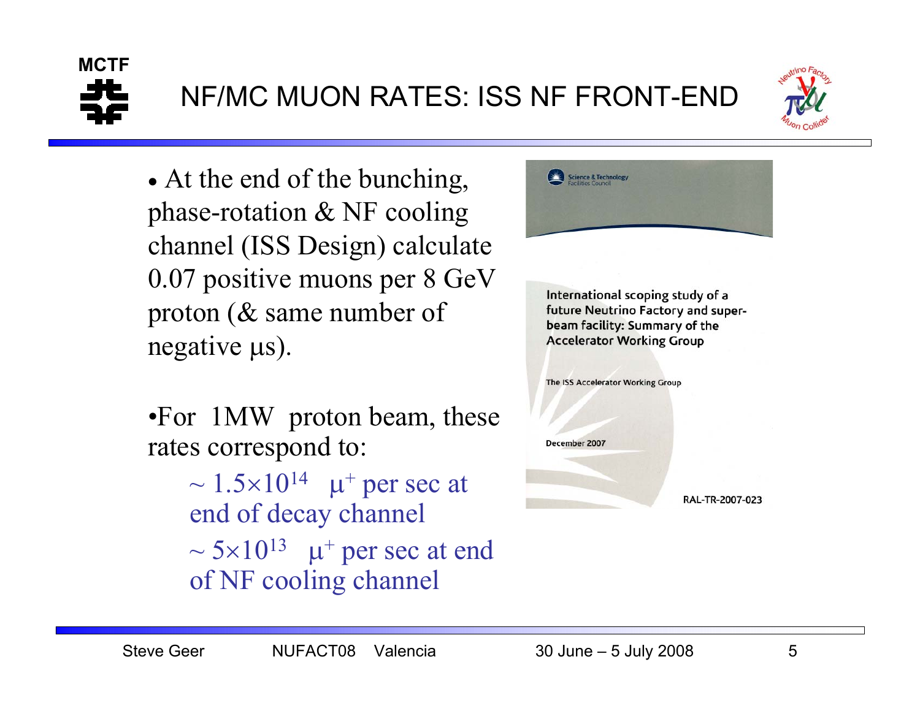# NF/MC MUON RATES: ISS NF FRONT-END

- At the end of the bunching, phase-rotation & NF cooling channel (ISS Design) calculate 0.07 positive muons per 8 GeV proton (& same number of negative μs).

- For 1MW proton beam, these rates correspond to:
  - $\sim 1.5\times10^{14}$ $\mu^+$ per sec at end of decay channel
  - $\sim 5\times10^{13}$ $\mu^+$ per sec at end of NF cooling channel

Science & Technology Facilities Council

International scoping study of a future Neutrino Factory and super-beam facility: Summary of the Accelerator Working Group

The ISS Accelerator Working Group

December 2007

RAL-TR-2007-023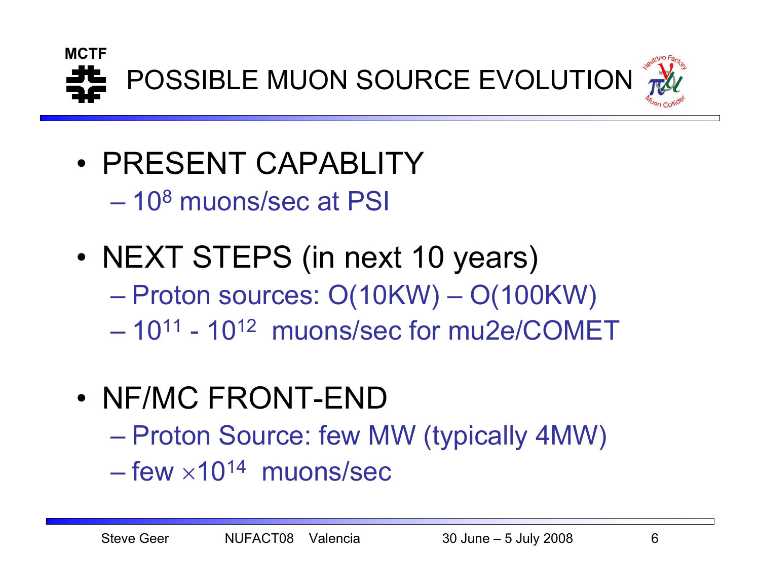# POSSIBLE MUON SOURCE EVOLUTION

- PRESENT CAPABLITY
  - $10^8$ muons/sec at PSI
- NEXT STEPS (in next 10 years)
  - Proton sources: O(10KW) – O(100KW)
  - $10^{11}$ - $10^{12}$ muons/sec for mu2e/COMET
- NF/MC FRONT-END
  - Proton Source: few MW (typically 4MW)
  - few $\times 10^{14}$ muons/sec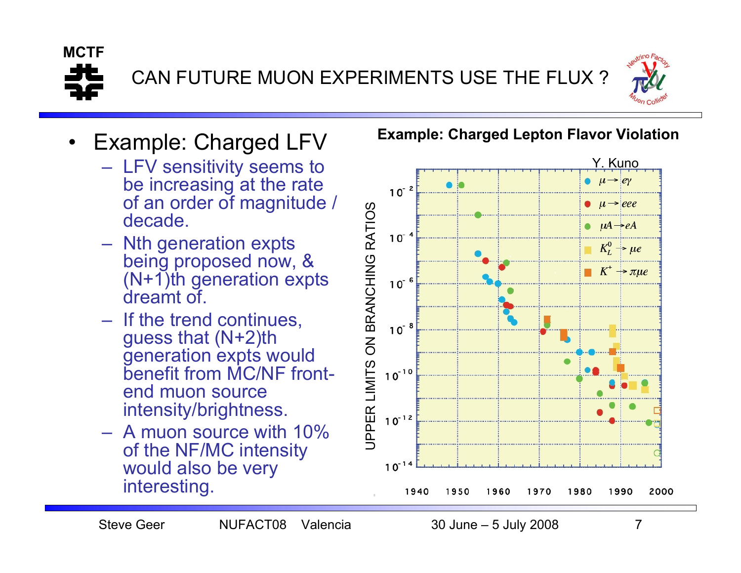# CAN FUTURE MUON EXPERIMENTS USE THE FLUX ?

- Example: Charged LFV
  - LFV sensitivity seems to be increasing at the rate of an order of magnitude / decade.
  - Nth generation expts being proposed now, & (N+1)th generation expts dreamt of.
  - If the trend continues, guess that (N+2)th generation expts would benefit from MC/NF front-end muon source intensity/brightness.
  - A muon source with 10% of the NF/MC intensity would also be very interesting.

**Example: Charged Lepton Flavor Violation**

Y. Kuno

$\mu \rightarrow e\gamma$

$\mu \rightarrow eee$

$\mu A \rightarrow eA$

$K_L^0 \rightarrow \mu e$

$K^+ \rightarrow \pi \mu e$

UPPER LIMITS ON BRANCHING RATIOS

$10^{-2}$

$10^{-4}$

$10^{-6}$

$10^{-8}$

$10^{-10}$

$10^{-12}$

$10^{-14}$

1940 1950 1960 1970 1980 1990 2000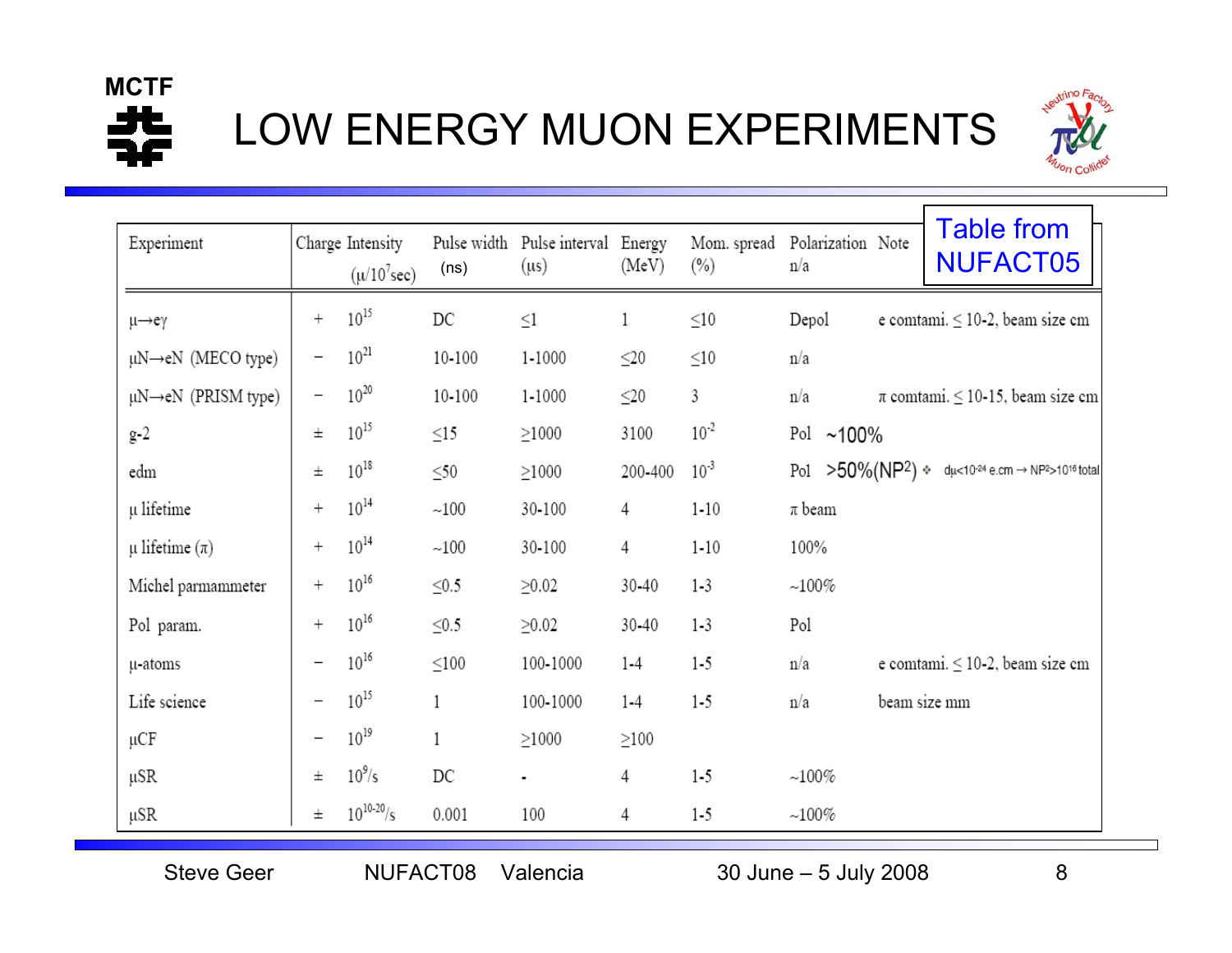# LOW ENERGY MUON EXPERIMENTS

Table from NUFACT05

| Experiment | Charge | Intensity ($\mu/10^7$sec) | Pulse width (ns) | Pulse interval ($\mu$s) | Energy (MeV) | Mom. spread (%) | Polarization n/a | Note |
|---|---|---|---|---|---|---|---|---|
| $\mu \rightarrow e\gamma$ | + | $10^{15}$ | DC | ≤1 | 1 | ≤10 | Depol | e comtami. ≤ 10-2, beam size cm |
| $\mu$N→eN (MECO type) | − | $10^{21}$ | 10-100 | 1-1000 | ≤20 | ≤10 | n/a | |
| $\mu$N→eN (PRISM type) | − | $10^{20}$ | 10-100 | 1-1000 | ≤20 | 3 | n/a | $\pi$ comtami. ≤ 10-15, beam size cm |
| g-2 | ± | $10^{15}$ | ≤15 | ≥1000 | 3100 | $10^{-2}$ | Pol ~100% | |
| edm | ± | $10^{18}$ | ≤50 | ≥1000 | 200-400 | $10^{-3}$ | Pol >50%(NP$^2$) | $d_\mu<10^{-24}$ e.cm → NP$^2$>$10^{16}$ total |
| $\mu$ lifetime | + | $10^{14}$ | ~100 | 30-100 | 4 | 1-10 | $\pi$ beam | |
| $\mu$ lifetime ($\pi$) | + | $10^{14}$ | ~100 | 30-100 | 4 | 1-10 | 100% | |
| Michel parammeter | + | $10^{16}$ | ≤0.5 | ≥0.02 | 30-40 | 1-3 | ~100% | |
| Pol param. | + | $10^{16}$ | ≤0.5 | ≥0.02 | 30-40 | 1-3 | Pol | |
| $\mu$-atoms | − | $10^{16}$ | ≤100 | 100-1000 | 1-4 | 1-5 | n/a | e comtami. ≤ 10-2, beam size cm |
| Life science | − | $10^{15}$ | 1 | 100-1000 | 1-4 | 1-5 | n/a | beam size mm |
| $\mu$CF | − | $10^{19}$ | 1 | ≥1000 | ≥100 | | | |
| $\mu$SR | ± | $10^{9}$/s | DC | - | 4 | 1-5 | ~100% | |
| $\mu$SR | ± | $10^{10\text{-}20}$/s | 0.001 | 100 | 4 | 1-5 | ~100% | |

Steve Geer NUFACT08 Valencia 30 June – 5 July 2008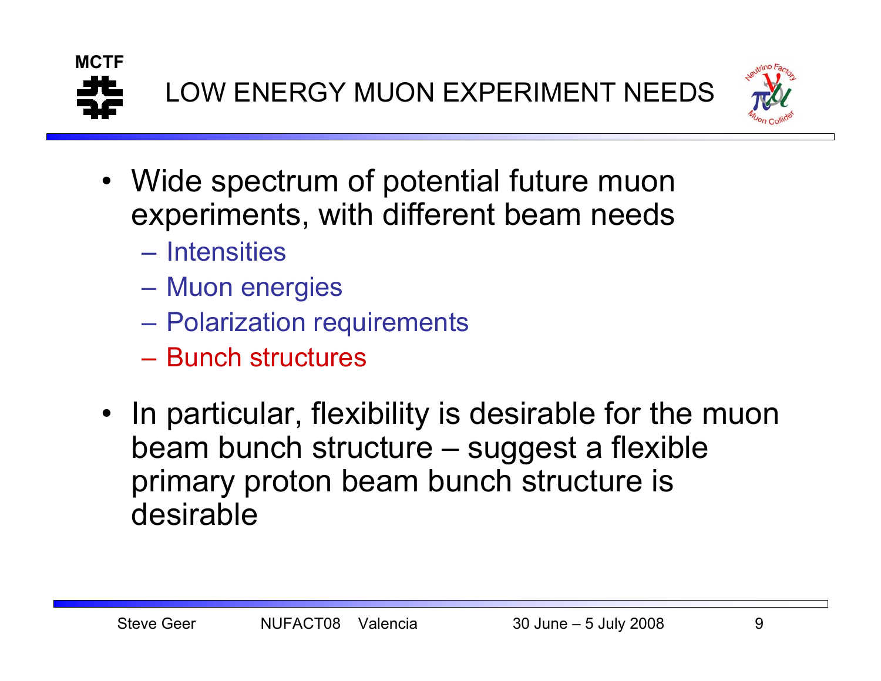# LOW ENERGY MUON EXPERIMENT NEEDS

- Wide spectrum of potential future muon experiments, with different beam needs
  - Intensities
  - Muon energies
  - Polarization requirements
  - Bunch structures
- In particular, flexibility is desirable for the muon beam bunch structure – suggest a flexible primary proton beam bunch structure is desirable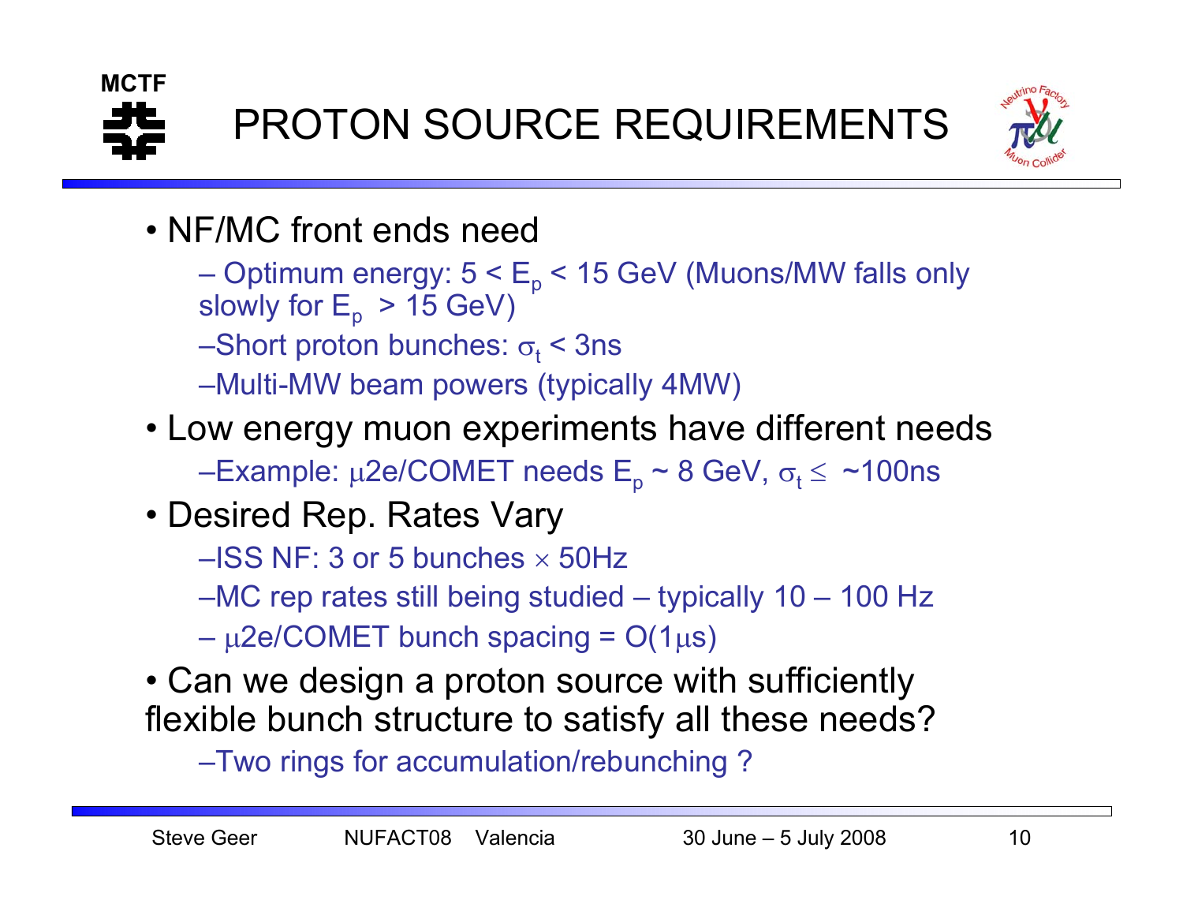# PROTON SOURCE REQUIREMENTS

- NF/MC front ends need
  - Optimum energy: $5 < E_p < 15$ GeV (Muons/MW falls only slowly for $E_p > 15$ GeV)
  - Short proton bunches: $\sigma_t < 3$ns
  - Multi-MW beam powers (typically 4MW)
- Low energy muon experiments have different needs
  - Example: $\mu$2e/COMET needs $E_p \sim 8$ GeV, $\sigma_t \leq$ ~100ns
- Desired Rep. Rates Vary
  - ISS NF: 3 or 5 bunches $\times$ 50Hz
  - MC rep rates still being studied – typically 10 – 100 Hz
  - $\mu$2e/COMET bunch spacing = O(1$\mu$s)
- Can we design a proton source with sufficiently flexible bunch structure to satisfy all these needs?
  - Two rings for accumulation/rebunching ?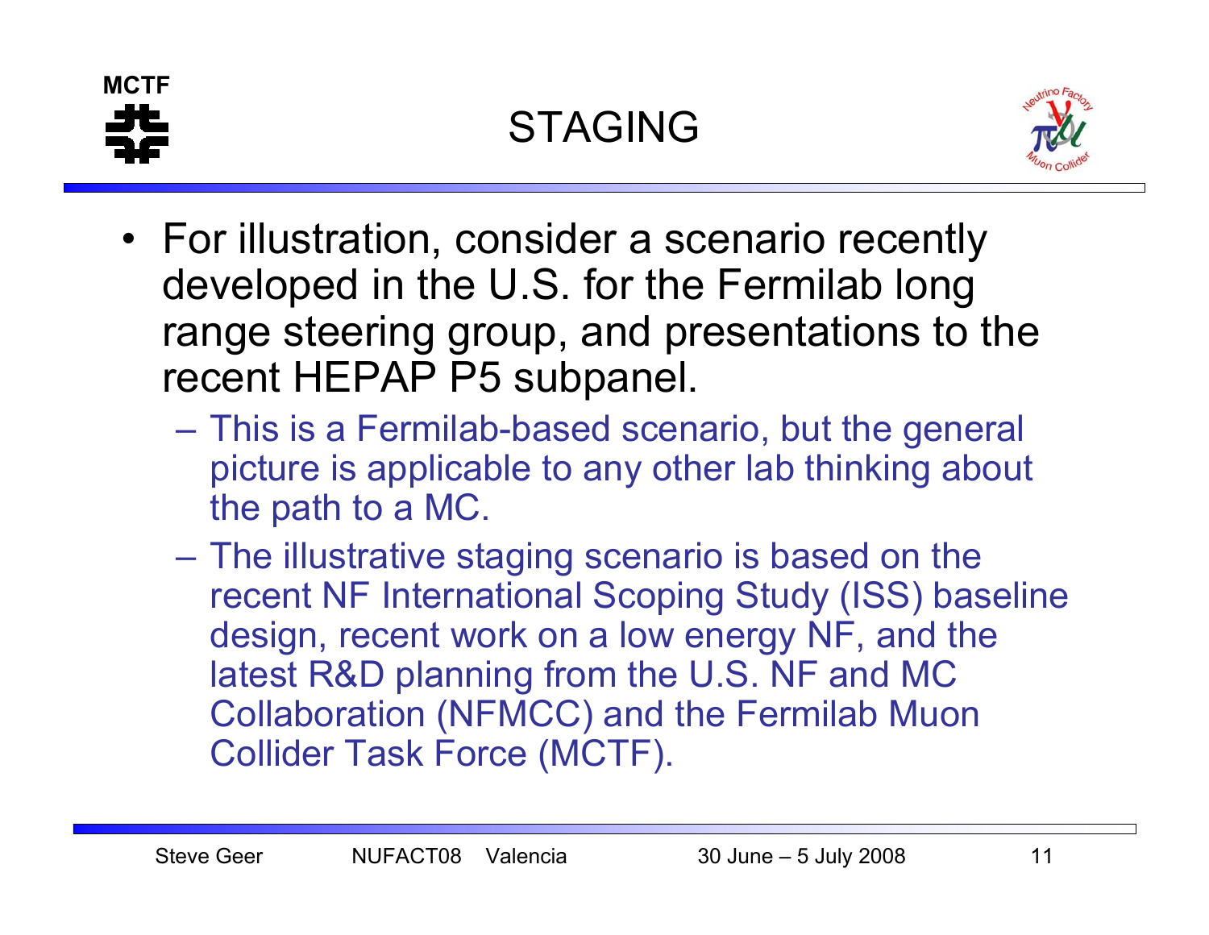# STAGING

- For illustration, consider a scenario recently developed in the U.S. for the Fermilab long range steering group, and presentations to the recent HEPAP P5 subpanel.
  - This is a Fermilab-based scenario, but the general picture is applicable to any other lab thinking about the path to a MC.
  - The illustrative staging scenario is based on the recent NF International Scoping Study (ISS) baseline design, recent work on a low energy NF, and the latest R&D planning from the U.S. NF and MC Collaboration (NFMCC) and the Fermilab Muon Collider Task Force (MCTF).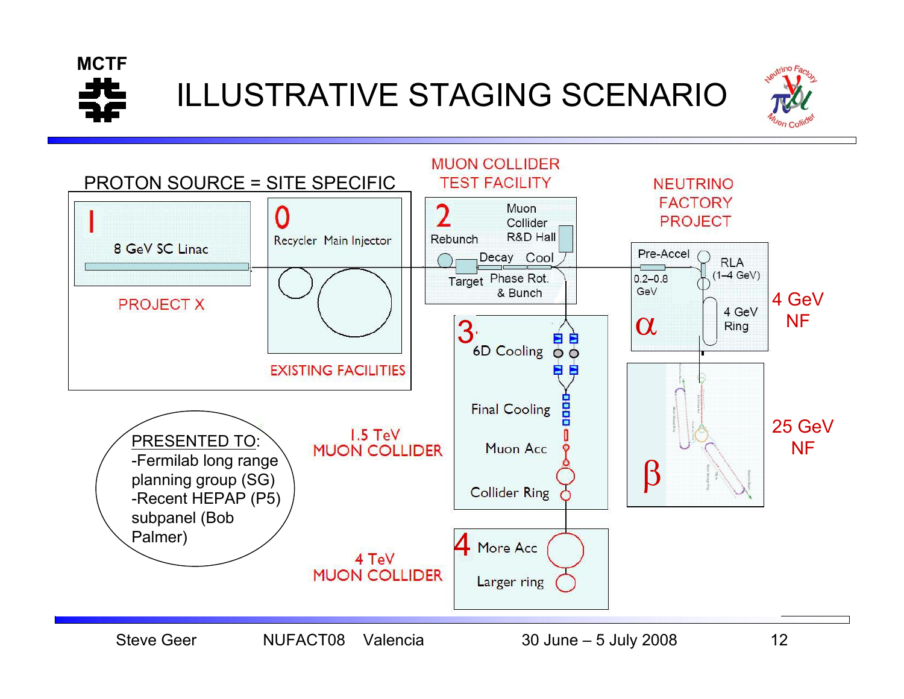MCTF

# ILLUSTRATIVE STAGING SCENARIO

PROTON SOURCE = SITE SPECIFIC

1

8 GeV SC Linac

PROJECT X

0

Recycler Main Injector

EXISTING FACILITIES

MUON COLLIDER TEST FACILITY

2

Rebunch

Muon Collider R&D Hall

Decay Cool

Target Phase Rot. & Bunch

NEUTRINO FACTORY PROJECT

Pre-Accel

RLA (1–4 GeV)

0.2–0.8 GeV

4 GeV Ring

$\alpha$

4 GeV NF

$\beta$

25 GeV NF

3

6D Cooling

Final Cooling

Muon Acc

Collider Ring

1.5 TeV MUON COLLIDER

4

More Acc

Larger ring

4 TeV MUON COLLIDER

PRESENTED TO:
- Fermilab long range planning group (SG)
- Recent HEPAP (P5) subpanel (Bob Palmer)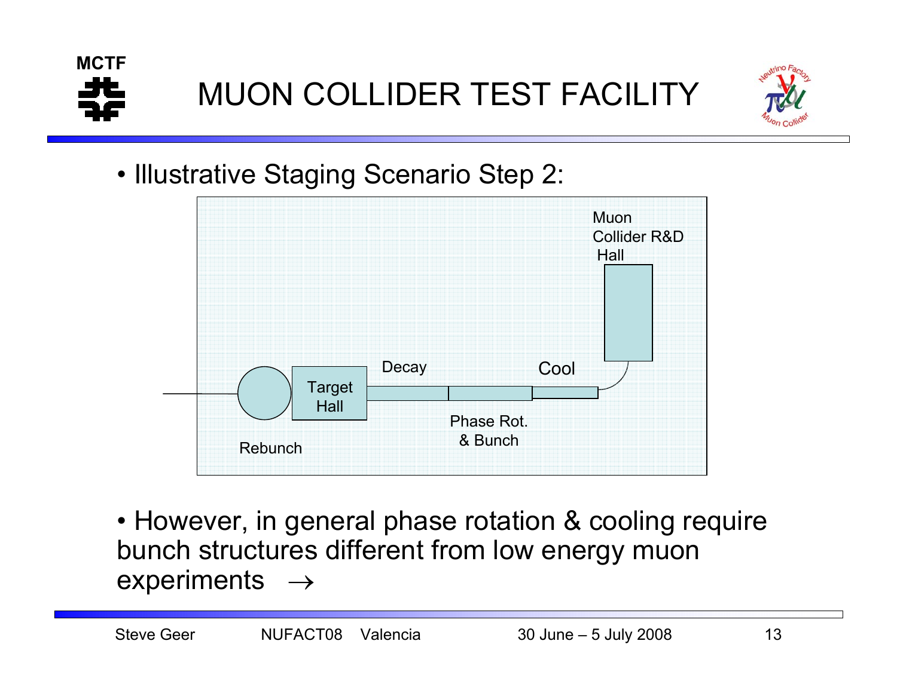# MUON COLLIDER TEST FACILITY

- Illustrative Staging Scenario Step 2:

Muon Collider R&D Hall

Target Hall

Decay

Cool

Phase Rot. & Bunch

Rebunch

- However, in general phase rotation & cooling require bunch structures different from low energy muon experiments $\rightarrow$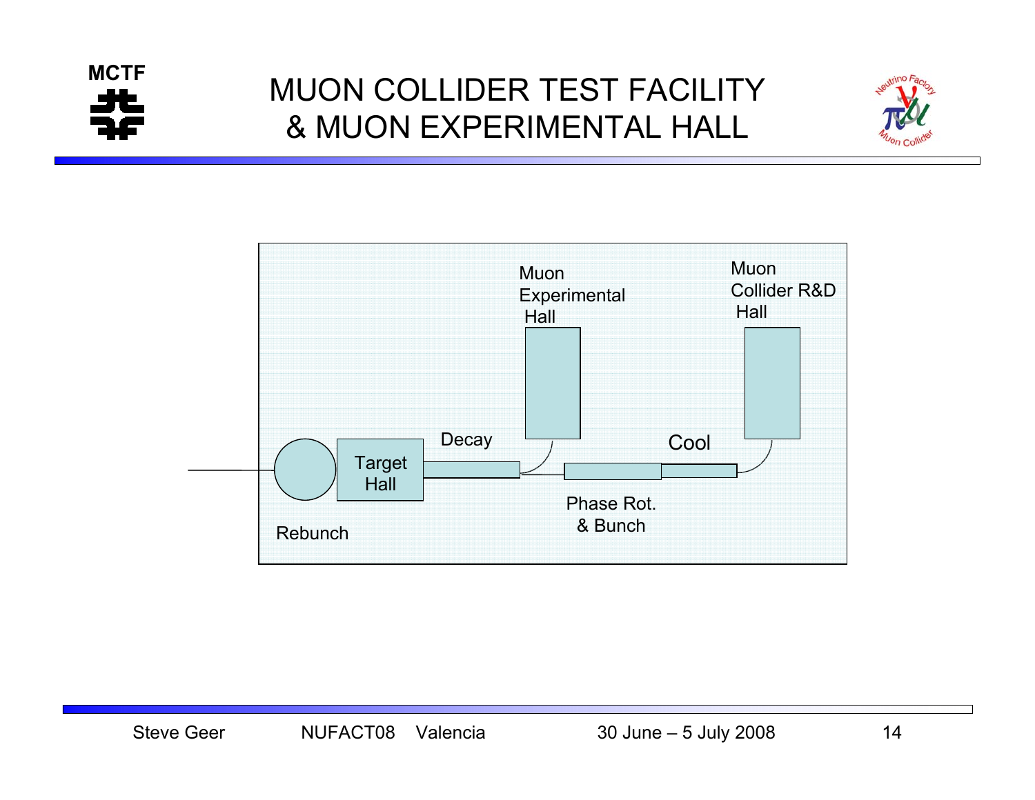# MUON COLLIDER TEST FACILITY & MUON EXPERIMENTAL HALL

Muon Experimental Hall

Muon Collider R&D Hall

Decay

Cool

Target Hall

Phase Rot. & Bunch

Rebunch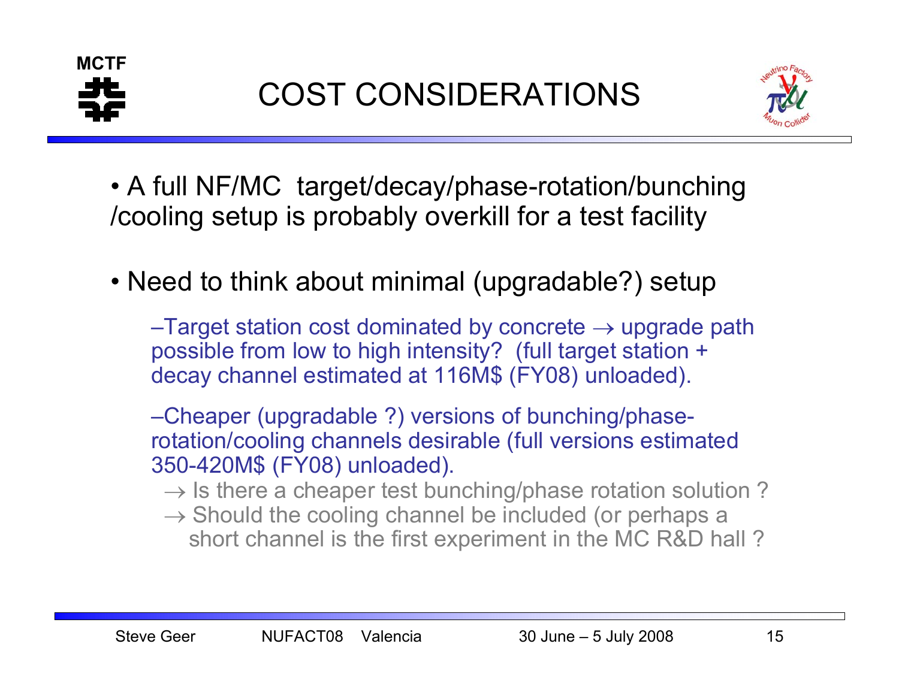# COST CONSIDERATIONS

- A full NF/MC target/decay/phase-rotation/bunching /cooling setup is probably overkill for a test facility

- Need to think about minimal (upgradable?) setup
  - Target station cost dominated by concrete → upgrade path possible from low to high intensity? (full target station + decay channel estimated at 116M$ (FY08) unloaded).
  - Cheaper (upgradable ?) versions of bunching/phase-rotation/cooling channels desirable (full versions estimated 350-420M$ (FY08) unloaded).
    - → Is there a cheaper test bunching/phase rotation solution ?
    - → Should the cooling channel be included (or perhaps a short channel is the first experiment in the MC R&D hall ?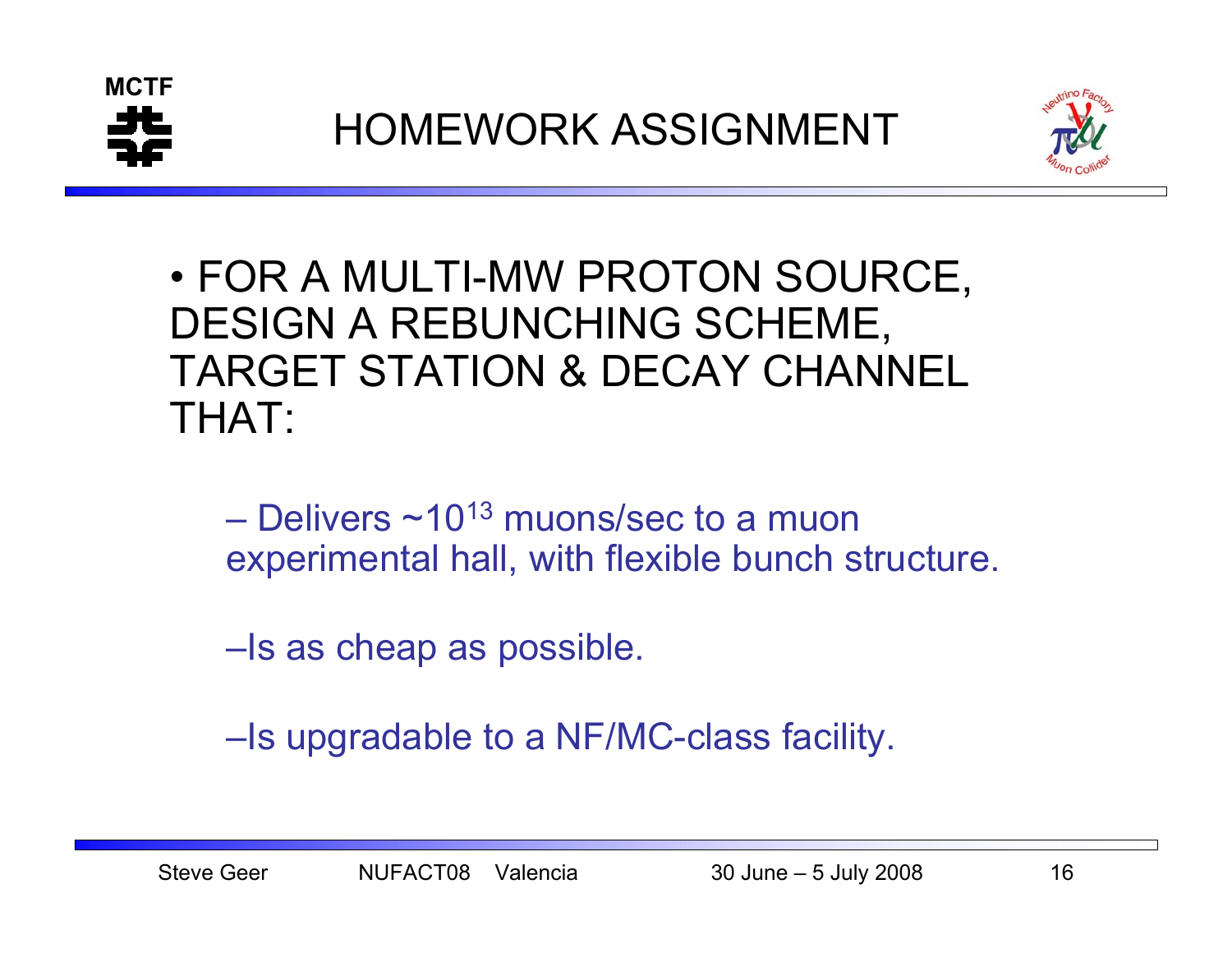# HOMEWORK ASSIGNMENT

- FOR A MULTI-MW PROTON SOURCE, DESIGN A REBUNCHING SCHEME, TARGET STATION & DECAY CHANNEL THAT:
  - Delivers ~$10^{13}$ muons/sec to a muon experimental hall, with flexible bunch structure.
  - Is as cheap as possible.
  - Is upgradable to a NF/MC-class facility.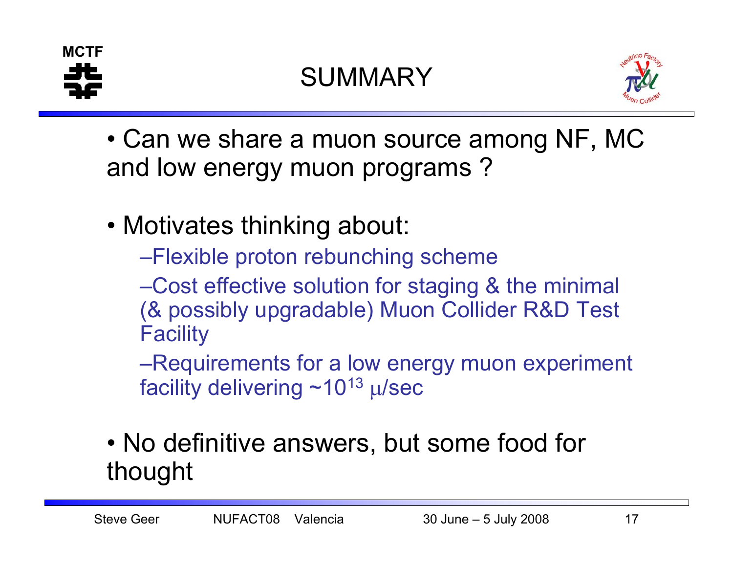# SUMMARY

- Can we share a muon source among NF, MC and low energy muon programs ?
- Motivates thinking about:
  - –Flexible proton rebunching scheme
  - –Cost effective solution for staging & the minimal (& possibly upgradable) Muon Collider R&D Test Facility
  - –Requirements for a low energy muon experiment facility delivering ~$10^{13}$ $\mu$/sec
- No definitive answers, but some food for thought